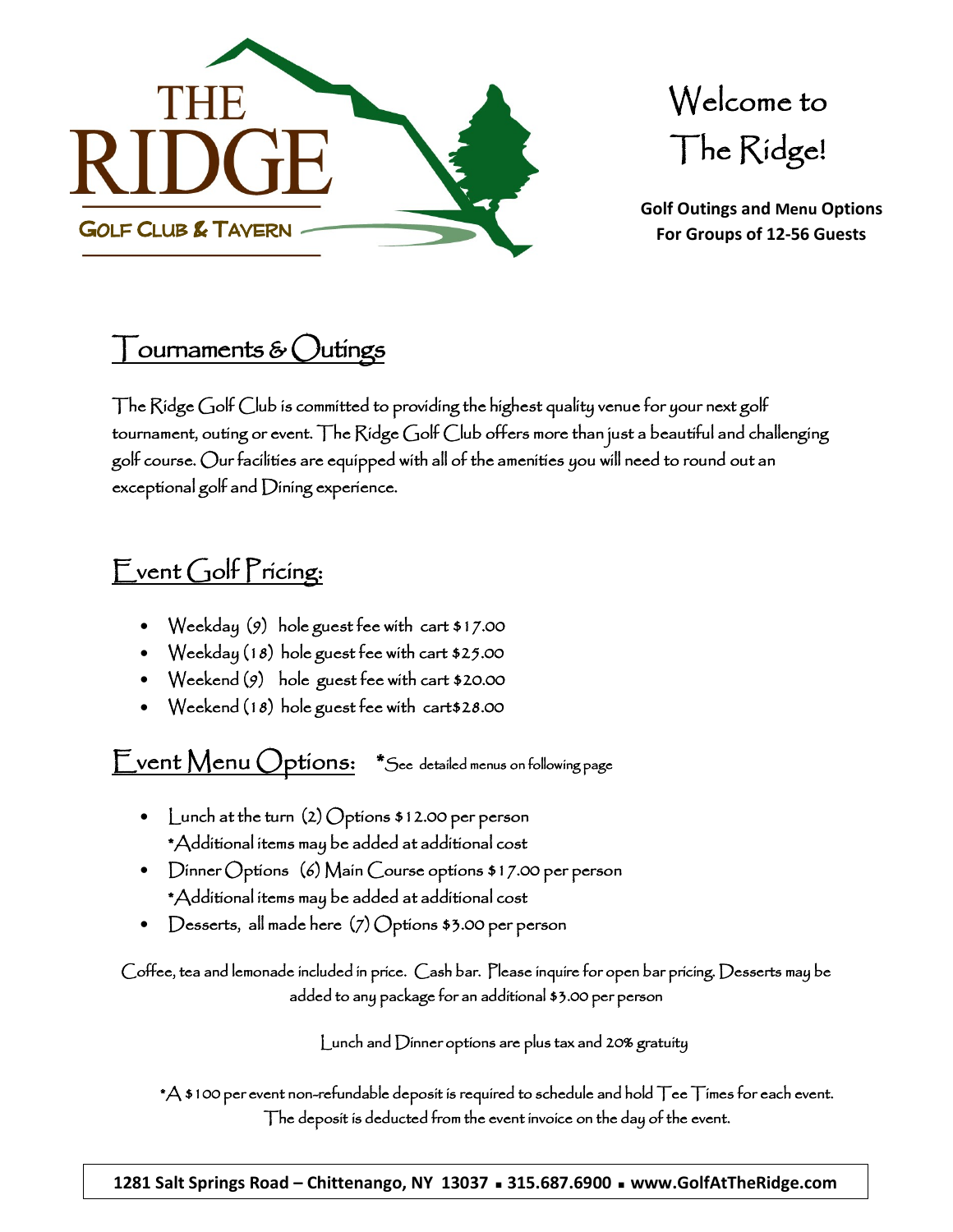THE RIDGE

GOLF CLUB & TAVERN

# Welcome to The Ridge!

**Golf Outings and Menu Options For Groups of 12-56 Guests**

## Tournaments & Outings

The Ridge Golf Club is committed to providing the highest quality venue for your next golf tournament, outing or event. The Ridge Golf Club offers more than just a beautiful and challenging golf course. Our facilities are equipped with all of the amenities you will need to round out an exceptional golf and Dining experience.

## Event Golf Pricing:

- Weekday (9) hole guest fee with cart $17.00
- Weekday (18) hole guest fee with cart $25.00
- Weekend (9) hole guest fee with cart $20.00
- Weekend (18) hole guest fee with cart$28.00

## Event Menu Options:

*See detailed menus on following page

- Lunch at the turn (2) Options $12.00 per person
  *Additional items may be added at additional cost
- Dinner Options (6) Main Course options $17.00 per person
  *Additional items may be added at additional cost
- Desserts, all made here (7) Options $3.00 per person

Coffee, tea and lemonade included in price. Cash bar. Please inquire for open bar pricing. Desserts may be added to any package for an additional $3.00 per person

Lunch and Dinner options are plus tax and 20% gratuity

*A $100 per event non-refundable deposit is required to schedule and hold Tee Times for each event. The deposit is deducted from the event invoice on the day of the event.

**1281 Salt Springs Road – Chittenango, NY 13037 ▪ 315.687.6900 ▪ www.GolfAtTheRidge.com**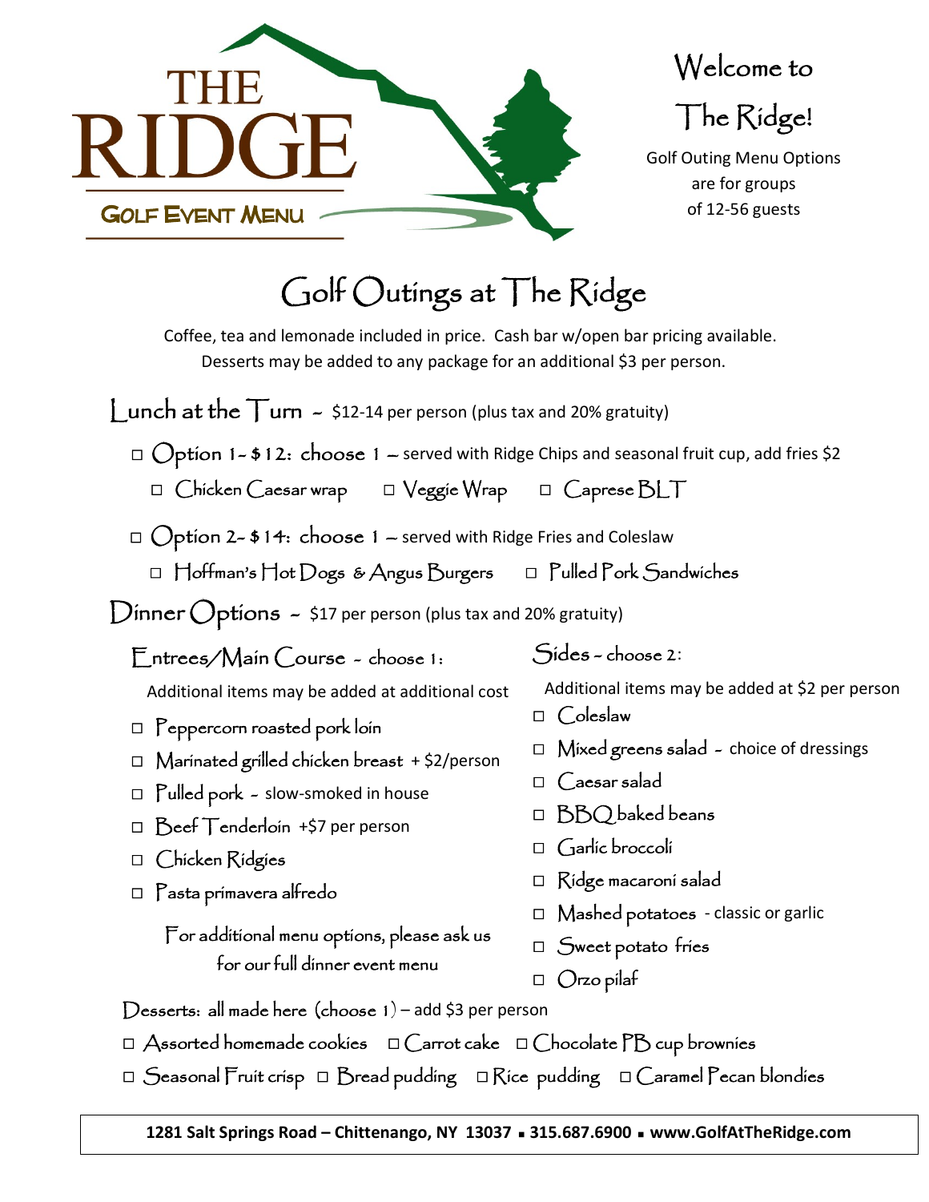# THE RIDGE

GOLF EVENT MENU

## Welcome to The Ridge!

Golf Outing Menu Options are for groups of 12-56 guests

# Golf Outings at The Ridge

Coffee, tea and lemonade included in price. Cash bar w/open bar pricing available.
Desserts may be added to any package for an additional $3 per person.

## Lunch at the Turn – $12-14 per person (plus tax and 20% gratuity)

- ☐ Option 1- $12: choose 1 – served with Ridge Chips and seasonal fruit cup, add fries $2
  - ☐ Chicken Caesar wrap ☐ Veggie Wrap ☐ Caprese BLT
- ☐ Option 2- $14: choose 1 – served with Ridge Fries and Coleslaw
  - ☐ Hoffman's Hot Dogs & Angus Burgers ☐ Pulled Pork Sandwiches

## Dinner Options – $17 per person (plus tax and 20% gratuity)

### Entrees/Main Course - choose 1:

Additional items may be added at additional cost

- ☐ Peppercorn roasted pork loin
- ☐ Marinated grilled chicken breast + $2/person
- ☐ Pulled pork - slow-smoked in house
- ☐ Beef Tenderloin +$7 per person
- ☐ Chicken Ridgies
- ☐ Pasta primavera alfredo

For additional menu options, please ask us for our full dinner event menu

### Sides - choose 2:

Additional items may be added at $2 per person

- ☐ Coleslaw
- ☐ Mixed greens salad - choice of dressings
- ☐ Caesar salad
- ☐ BBQ baked beans
- ☐ Garlic broccoli
- ☐ Ridge macaroni salad
- ☐ Mashed potatoes - classic or garlic
- ☐ Sweet potato fries
- ☐ Orzo pilaf

### Desserts: all made here (choose 1) – add $3 per person

☐ Assorted homemade cookies ☐ Carrot cake ☐ Chocolate PB cup brownies
☐ Seasonal Fruit crisp ☐ Bread pudding ☐ Rice pudding ☐ Caramel Pecan blondies

**1281 Salt Springs Road – Chittenango, NY 13037 ▪ 315.687.6900 ▪ www.GolfAtTheRidge.com**